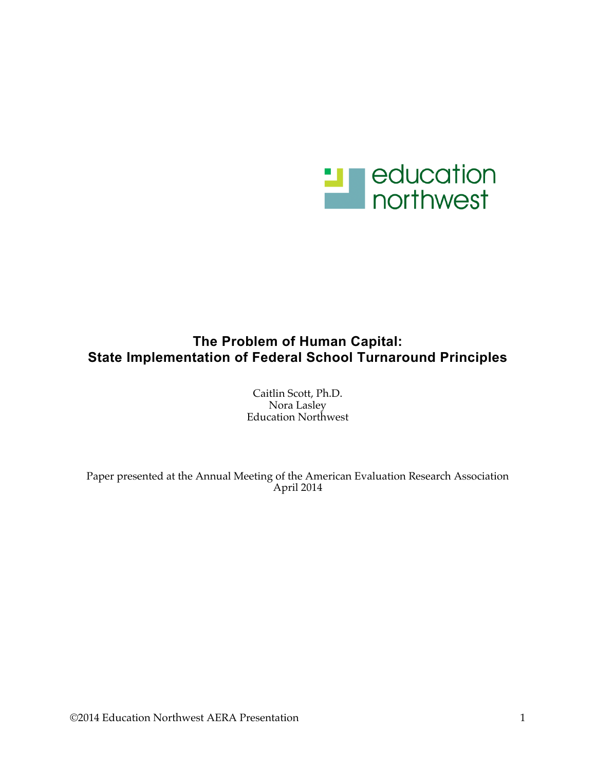education northwest

# The Problem of Human Capital: State Implementation of Federal School Turnaround Principles

Caitlin Scott, Ph.D.
Nora Lasley
Education Northwest

Paper presented at the Annual Meeting of the American Evaluation Research Association
April 2014

©2014 Education Northwest AERA Presentation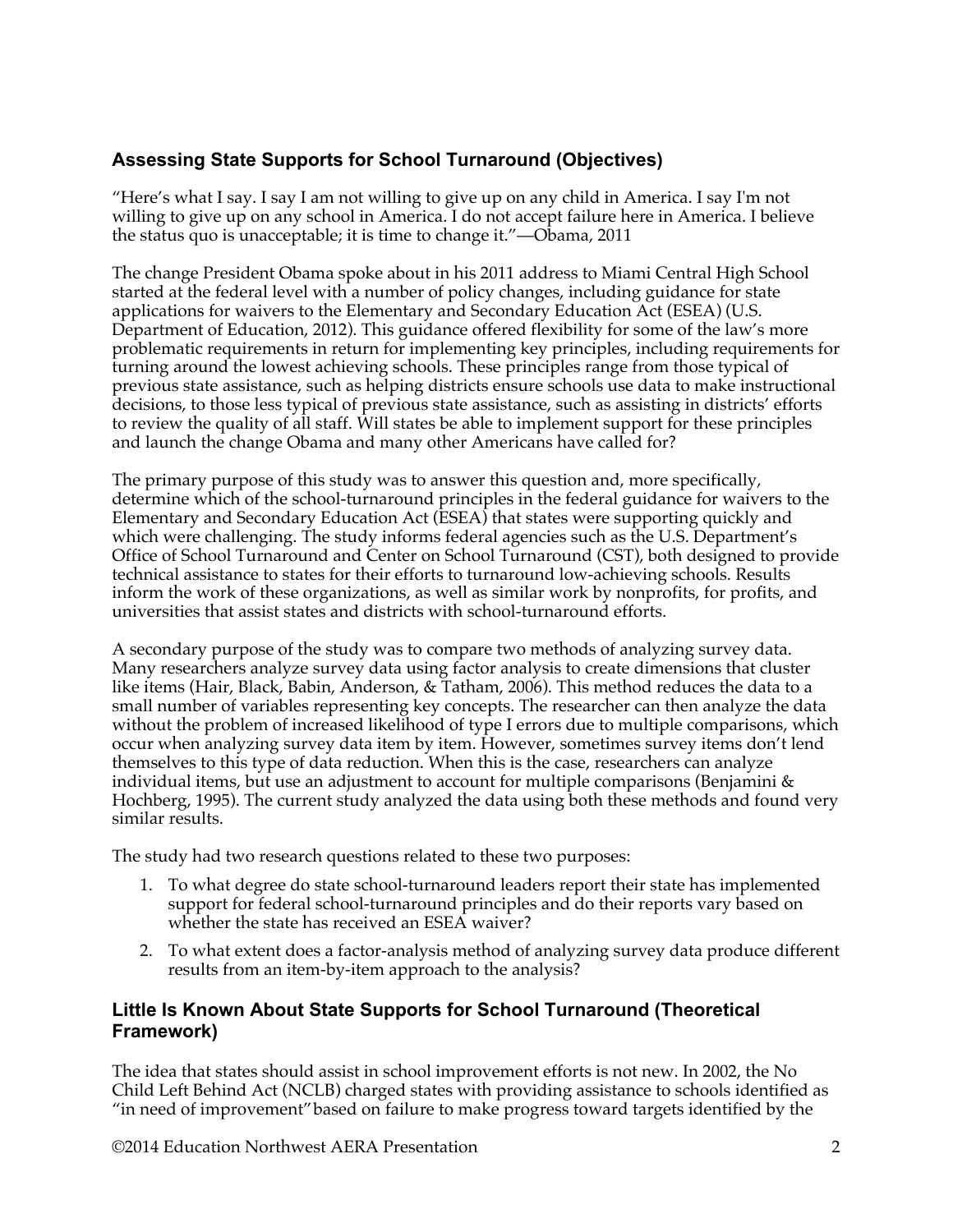## Assessing State Supports for School Turnaround (Objectives)

"Here's what I say. I say I am not willing to give up on any child in America. I say I'm not willing to give up on any school in America. I do not accept failure here in America. I believe the status quo is unacceptable; it is time to change it."—Obama, 2011

The change President Obama spoke about in his 2011 address to Miami Central High School started at the federal level with a number of policy changes, including guidance for state applications for waivers to the Elementary and Secondary Education Act (ESEA) (U.S. Department of Education, 2012). This guidance offered flexibility for some of the law's more problematic requirements in return for implementing key principles, including requirements for turning around the lowest achieving schools. These principles range from those typical of previous state assistance, such as helping districts ensure schools use data to make instructional decisions, to those less typical of previous state assistance, such as assisting in districts' efforts to review the quality of all staff. Will states be able to implement support for these principles and launch the change Obama and many other Americans have called for?

The primary purpose of this study was to answer this question and, more specifically, determine which of the school-turnaround principles in the federal guidance for waivers to the Elementary and Secondary Education Act (ESEA) that states were supporting quickly and which were challenging. The study informs federal agencies such as the U.S. Department's Office of School Turnaround and Center on School Turnaround (CST), both designed to provide technical assistance to states for their efforts to turnaround low-achieving schools. Results inform the work of these organizations, as well as similar work by nonprofits, for profits, and universities that assist states and districts with school-turnaround efforts.

A secondary purpose of the study was to compare two methods of analyzing survey data. Many researchers analyze survey data using factor analysis to create dimensions that cluster like items (Hair, Black, Babin, Anderson, & Tatham, 2006). This method reduces the data to a small number of variables representing key concepts. The researcher can then analyze the data without the problem of increased likelihood of type I errors due to multiple comparisons, which occur when analyzing survey data item by item. However, sometimes survey items don't lend themselves to this type of data reduction. When this is the case, researchers can analyze individual items, but use an adjustment to account for multiple comparisons (Benjamini & Hochberg, 1995). The current study analyzed the data using both these methods and found very similar results.

The study had two research questions related to these two purposes:

1. To what degree do state school-turnaround leaders report their state has implemented support for federal school-turnaround principles and do their reports vary based on whether the state has received an ESEA waiver?
2. To what extent does a factor-analysis method of analyzing survey data produce different results from an item-by-item approach to the analysis?

## Little Is Known About State Supports for School Turnaround (Theoretical Framework)

The idea that states should assist in school improvement efforts is not new. In 2002, the No Child Left Behind Act (NCLB) charged states with providing assistance to schools identified as "in need of improvement" based on failure to make progress toward targets identified by the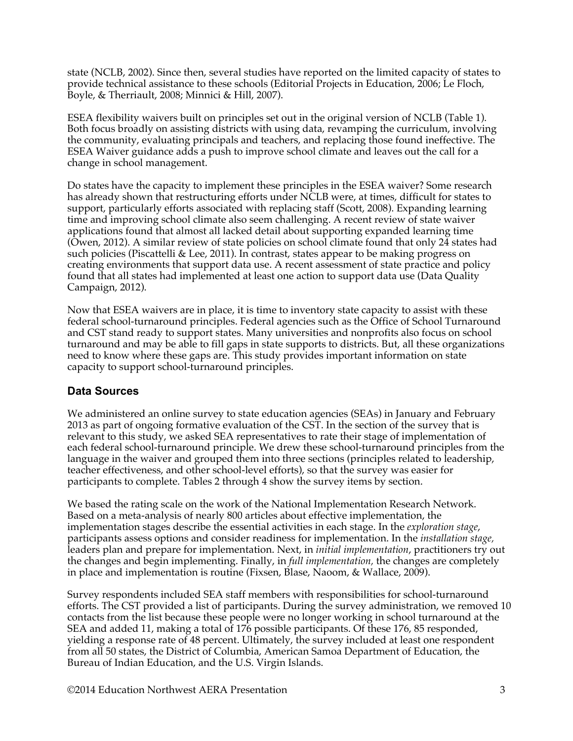state (NCLB, 2002). Since then, several studies have reported on the limited capacity of states to provide technical assistance to these schools (Editorial Projects in Education, 2006; Le Floch, Boyle, & Therriault, 2008; Minnici & Hill, 2007).

ESEA flexibility waivers built on principles set out in the original version of NCLB (Table 1). Both focus broadly on assisting districts with using data, revamping the curriculum, involving the community, evaluating principals and teachers, and replacing those found ineffective. The ESEA Waiver guidance adds a push to improve school climate and leaves out the call for a change in school management.

Do states have the capacity to implement these principles in the ESEA waiver? Some research has already shown that restructuring efforts under NCLB were, at times, difficult for states to support, particularly efforts associated with replacing staff (Scott, 2008). Expanding learning time and improving school climate also seem challenging. A recent review of state waiver applications found that almost all lacked detail about supporting expanded learning time (Owen, 2012). A similar review of state policies on school climate found that only 24 states had such policies (Piscattelli & Lee, 2011). In contrast, states appear to be making progress on creating environments that support data use. A recent assessment of state practice and policy found that all states had implemented at least one action to support data use (Data Quality Campaign, 2012).

Now that ESEA waivers are in place, it is time to inventory state capacity to assist with these federal school-turnaround principles. Federal agencies such as the Office of School Turnaround and CST stand ready to support states. Many universities and nonprofits also focus on school turnaround and may be able to fill gaps in state supports to districts. But, all these organizations need to know where these gaps are. This study provides important information on state capacity to support school-turnaround principles.

## Data Sources

We administered an online survey to state education agencies (SEAs) in January and February 2013 as part of ongoing formative evaluation of the CST. In the section of the survey that is relevant to this study, we asked SEA representatives to rate their stage of implementation of each federal school-turnaround principle. We drew these school-turnaround principles from the language in the waiver and grouped them into three sections (principles related to leadership, teacher effectiveness, and other school-level efforts), so that the survey was easier for participants to complete. Tables 2 through 4 show the survey items by section.

We based the rating scale on the work of the National Implementation Research Network. Based on a meta-analysis of nearly 800 articles about effective implementation, the implementation stages describe the essential activities in each stage. In the *exploration stage*, participants assess options and consider readiness for implementation. In the *installation stage,* leaders plan and prepare for implementation. Next, in *initial implementation*, practitioners try out the changes and begin implementing. Finally, in *full implementation,* the changes are completely in place and implementation is routine (Fixsen, Blase, Naoom, & Wallace, 2009).

Survey respondents included SEA staff members with responsibilities for school-turnaround efforts. The CST provided a list of participants. During the survey administration, we removed 10 contacts from the list because these people were no longer working in school turnaround at the SEA and added 11, making a total of 176 possible participants. Of these 176, 85 responded, yielding a response rate of 48 percent. Ultimately, the survey included at least one respondent from all 50 states, the District of Columbia, American Samoa Department of Education, the Bureau of Indian Education, and the U.S. Virgin Islands.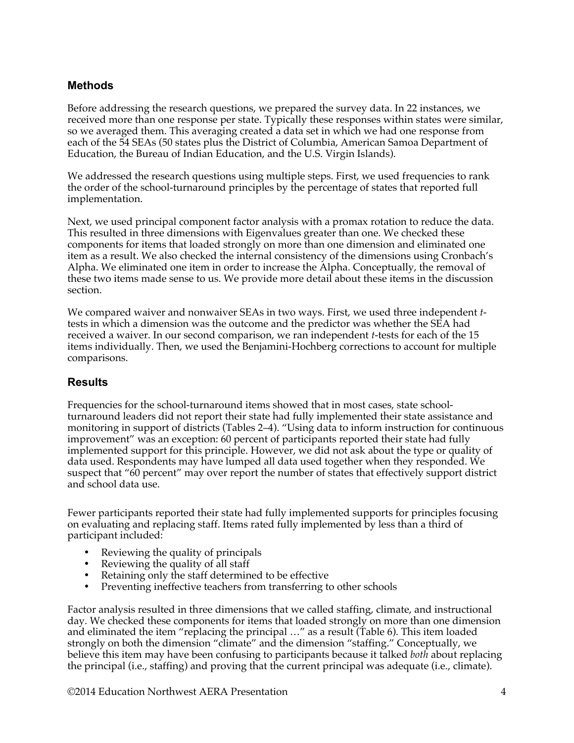## Methods

Before addressing the research questions, we prepared the survey data. In 22 instances, we received more than one response per state. Typically these responses within states were similar, so we averaged them. This averaging created a data set in which we had one response from each of the 54 SEAs (50 states plus the District of Columbia, American Samoa Department of Education, the Bureau of Indian Education, and the U.S. Virgin Islands).

We addressed the research questions using multiple steps. First, we used frequencies to rank the order of the school-turnaround principles by the percentage of states that reported full implementation.

Next, we used principal component factor analysis with a promax rotation to reduce the data. This resulted in three dimensions with Eigenvalues greater than one. We checked these components for items that loaded strongly on more than one dimension and eliminated one item as a result. We also checked the internal consistency of the dimensions using Cronbach's Alpha. We eliminated one item in order to increase the Alpha. Conceptually, the removal of these two items made sense to us. We provide more detail about these items in the discussion section.

We compared waiver and nonwaiver SEAs in two ways. First, we used three independent *t*-tests in which a dimension was the outcome and the predictor was whether the SEA had received a waiver. In our second comparison, we ran independent *t*-tests for each of the 15 items individually. Then, we used the Benjamini-Hochberg corrections to account for multiple comparisons.

## Results

Frequencies for the school-turnaround items showed that in most cases, state school-turnaround leaders did not report their state had fully implemented their state assistance and monitoring in support of districts (Tables 2–4). "Using data to inform instruction for continuous improvement" was an exception: 60 percent of participants reported their state had fully implemented support for this principle. However, we did not ask about the type or quality of data used. Respondents may have lumped all data used together when they responded. We suspect that "60 percent" may over report the number of states that effectively support district and school data use.

Fewer participants reported their state had fully implemented supports for principles focusing on evaluating and replacing staff. Items rated fully implemented by less than a third of participant included:

- Reviewing the quality of principals
- Reviewing the quality of all staff
- Retaining only the staff determined to be effective
- Preventing ineffective teachers from transferring to other schools

Factor analysis resulted in three dimensions that we called staffing, climate, and instructional day. We checked these components for items that loaded strongly on more than one dimension and eliminated the item "replacing the principal …" as a result (Table 6). This item loaded strongly on both the dimension "climate" and the dimension "staffing." Conceptually, we believe this item may have been confusing to participants because it talked *both* about replacing the principal (i.e., staffing) and proving that the current principal was adequate (i.e., climate).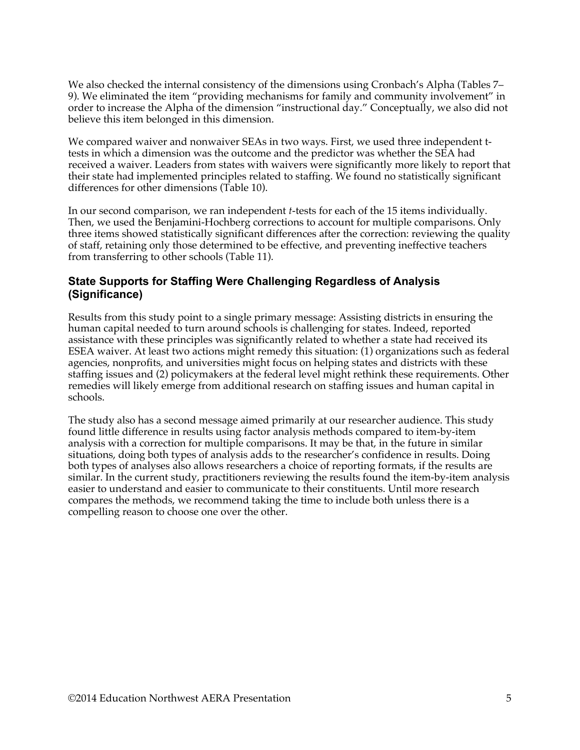We also checked the internal consistency of the dimensions using Cronbach's Alpha (Tables 7–9). We eliminated the item "providing mechanisms for family and community involvement" in order to increase the Alpha of the dimension "instructional day." Conceptually, we also did not believe this item belonged in this dimension.

We compared waiver and nonwaiver SEAs in two ways. First, we used three independent t-tests in which a dimension was the outcome and the predictor was whether the SEA had received a waiver. Leaders from states with waivers were significantly more likely to report that their state had implemented principles related to staffing. We found no statistically significant differences for other dimensions (Table 10).

In our second comparison, we ran independent *t*-tests for each of the 15 items individually. Then, we used the Benjamini-Hochberg corrections to account for multiple comparisons. Only three items showed statistically significant differences after the correction: reviewing the quality of staff, retaining only those determined to be effective, and preventing ineffective teachers from transferring to other schools (Table 11).

### State Supports for Staffing Were Challenging Regardless of Analysis (Significance)

Results from this study point to a single primary message: Assisting districts in ensuring the human capital needed to turn around schools is challenging for states. Indeed, reported assistance with these principles was significantly related to whether a state had received its ESEA waiver. At least two actions might remedy this situation: (1) organizations such as federal agencies, nonprofits, and universities might focus on helping states and districts with these staffing issues and (2) policymakers at the federal level might rethink these requirements. Other remedies will likely emerge from additional research on staffing issues and human capital in schools.

The study also has a second message aimed primarily at our researcher audience. This study found little difference in results using factor analysis methods compared to item-by-item analysis with a correction for multiple comparisons. It may be that, in the future in similar situations, doing both types of analysis adds to the researcher's confidence in results. Doing both types of analyses also allows researchers a choice of reporting formats, if the results are similar. In the current study, practitioners reviewing the results found the item-by-item analysis easier to understand and easier to communicate to their constituents. Until more research compares the methods, we recommend taking the time to include both unless there is a compelling reason to choose one over the other.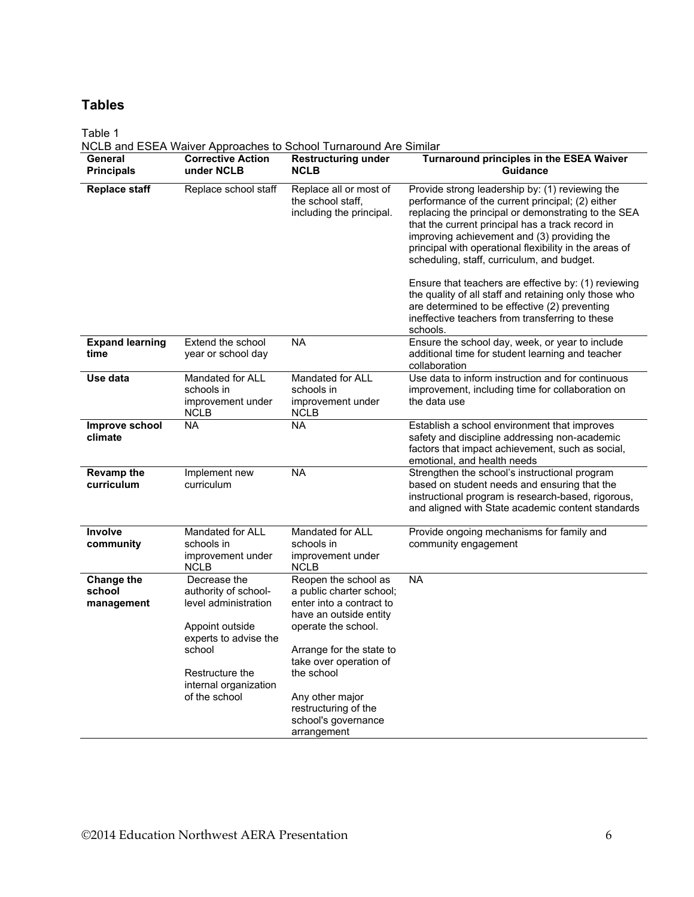## Tables

Table 1

NCLB and ESEA Waiver Approaches to School Turnaround Are Similar

| General Principals | Corrective Action under NCLB | Restructuring under NCLB | Turnaround principles in the ESEA Waiver Guidance |
|---|---|---|---|
| **Replace staff** | Replace school staff | Replace all or most of the school staff, including the principal. | Provide strong leadership by: (1) reviewing the performance of the current principal; (2) either replacing the principal or demonstrating to the SEA that the current principal has a track record in improving achievement and (3) providing the principal with operational flexibility in the areas of scheduling, staff, curriculum, and budget.<br><br>Ensure that teachers are effective by: (1) reviewing the quality of all staff and retaining only those who are determined to be effective (2) preventing ineffective teachers from transferring to these schools. |
| **Expand learning time** | Extend the school year or school day | NA | Ensure the school day, week, or year to include additional time for student learning and teacher collaboration |
| **Use data** | Mandated for ALL schools in improvement under NCLB | Mandated for ALL schools in improvement under NCLB | Use data to inform instruction and for continuous improvement, including time for collaboration on the data use |
| **Improve school climate** | NA | NA | Establish a school environment that improves safety and discipline addressing non-academic factors that impact achievement, such as social, emotional, and health needs |
| **Revamp the curriculum** | Implement new curriculum | NA | Strengthen the school's instructional program based on student needs and ensuring that the instructional program is research-based, rigorous, and aligned with State academic content standards |
| **Involve community** | Mandated for ALL schools in improvement under NCLB | Mandated for ALL schools in improvement under NCLB | Provide ongoing mechanisms for family and community engagement |
| **Change the school management** | Decrease the authority of school-level administration<br><br>Appoint outside experts to advise the school<br><br>Restructure the internal organization of the school | Reopen the school as a public charter school; enter into a contract to have an outside entity operate the school.<br><br>Arrange for the state to take over operation of the school<br><br>Any other major restructuring of the school's governance arrangement | NA |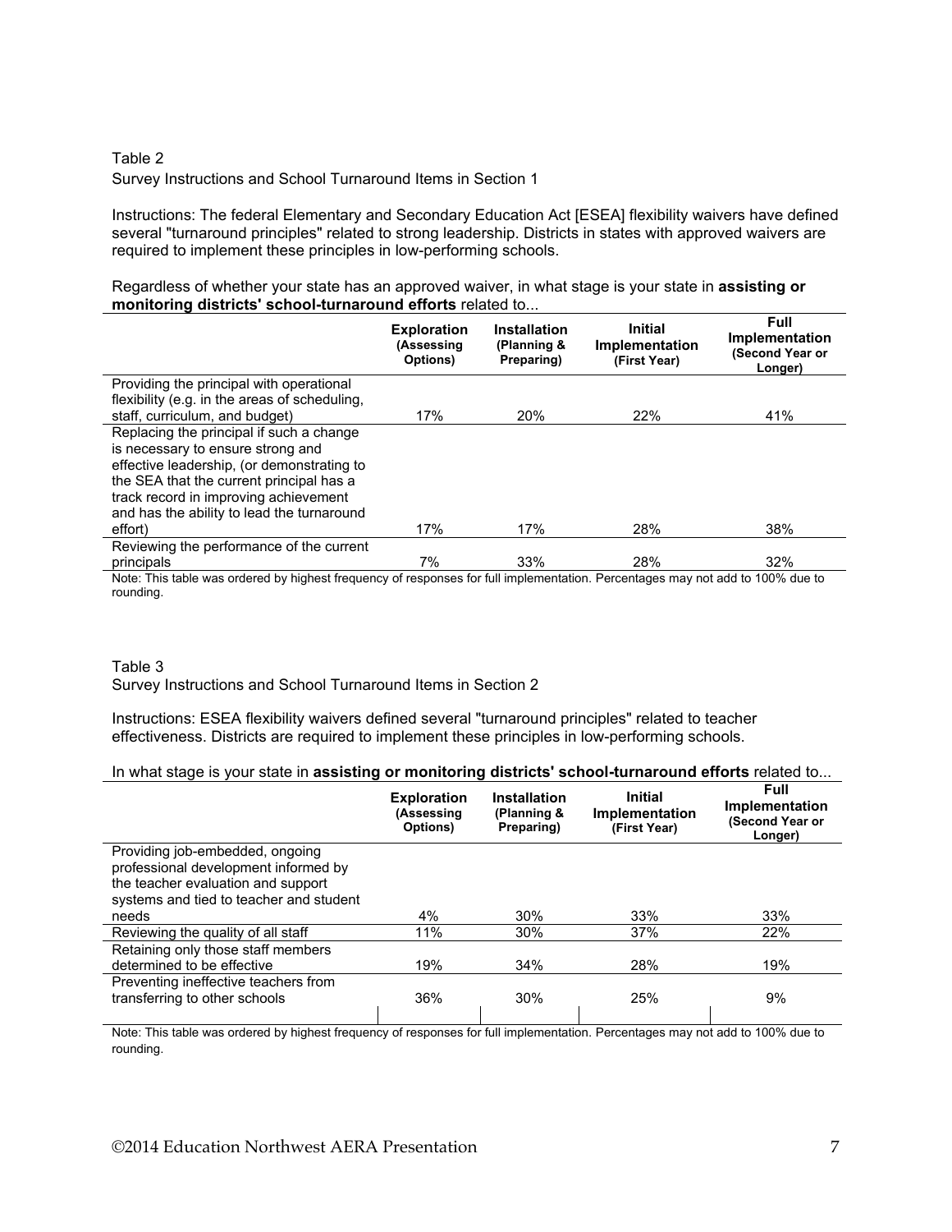Table 2

Survey Instructions and School Turnaround Items in Section 1

Instructions: The federal Elementary and Secondary Education Act [ESEA] flexibility waivers have defined several "turnaround principles" related to strong leadership. Districts in states with approved waivers are required to implement these principles in low-performing schools.

Regardless of whether your state has an approved waiver, in what stage is your state in **assisting or monitoring districts' school-turnaround efforts** related to...

| | Exploration (Assessing Options) | Installation (Planning & Preparing) | Initial Implementation (First Year) | Full Implementation (Second Year or Longer) |
|---|---|---|---|---|
| Providing the principal with operational flexibility (e.g. in the areas of scheduling, staff, curriculum, and budget) | 17% | 20% | 22% | 41% |
| Replacing the principal if such a change is necessary to ensure strong and effective leadership, (or demonstrating to the SEA that the current principal has a track record in improving achievement and has the ability to lead the turnaround effort) | 17% | 17% | 28% | 38% |
| Reviewing the performance of the current principals | 7% | 33% | 28% | 32% |

Note: This table was ordered by highest frequency of responses for full implementation. Percentages may not add to 100% due to rounding.

Table 3

Survey Instructions and School Turnaround Items in Section 2

Instructions: ESEA flexibility waivers defined several "turnaround principles" related to teacher effectiveness. Districts are required to implement these principles in low-performing schools.

In what stage is your state in **assisting or monitoring districts' school-turnaround efforts** related to...

| | Exploration (Assessing Options) | Installation (Planning & Preparing) | Initial Implementation (First Year) | Full Implementation (Second Year or Longer) |
|---|---|---|---|---|
| Providing job-embedded, ongoing professional development informed by the teacher evaluation and support systems and tied to teacher and student needs | 4% | 30% | 33% | 33% |
| Reviewing the quality of all staff | 11% | 30% | 37% | 22% |
| Retaining only those staff members determined to be effective | 19% | 34% | 28% | 19% |
| Preventing ineffective teachers from transferring to other schools | 36% | 30% | 25% | 9% |

Note: This table was ordered by highest frequency of responses for full implementation. Percentages may not add to 100% due to rounding.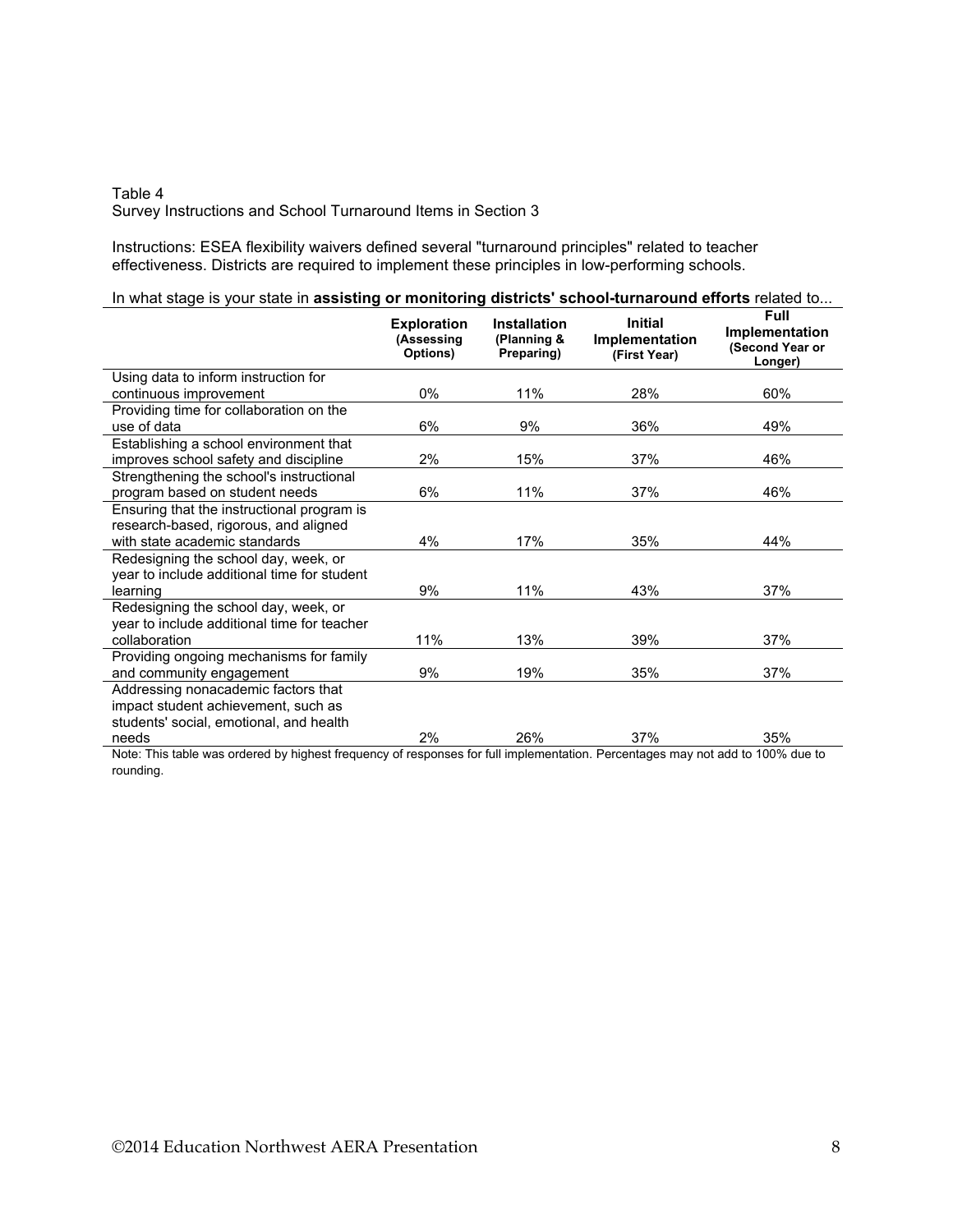Table 4
Survey Instructions and School Turnaround Items in Section 3

Instructions: ESEA flexibility waivers defined several "turnaround principles" related to teacher effectiveness. Districts are required to implement these principles in low-performing schools.

In what stage is your state in **assisting or monitoring districts' school-turnaround efforts** related to...

| | **Exploration (Assessing Options)** | **Installation (Planning & Preparing)** | **Initial Implementation (First Year)** | **Full Implementation (Second Year or Longer)** |
|---|---|---|---|---|
| Using data to inform instruction for continuous improvement | 0% | 11% | 28% | 60% |
| Providing time for collaboration on the use of data | 6% | 9% | 36% | 49% |
| Establishing a school environment that improves school safety and discipline | 2% | 15% | 37% | 46% |
| Strengthening the school's instructional program based on student needs | 6% | 11% | 37% | 46% |
| Ensuring that the instructional program is research-based, rigorous, and aligned with state academic standards | 4% | 17% | 35% | 44% |
| Redesigning the school day, week, or year to include additional time for student learning | 9% | 11% | 43% | 37% |
| Redesigning the school day, week, or year to include additional time for teacher collaboration | 11% | 13% | 39% | 37% |
| Providing ongoing mechanisms for family and community engagement | 9% | 19% | 35% | 37% |
| Addressing nonacademic factors that impact student achievement, such as students' social, emotional, and health needs | 2% | 26% | 37% | 35% |

Note: This table was ordered by highest frequency of responses for full implementation. Percentages may not add to 100% due to rounding.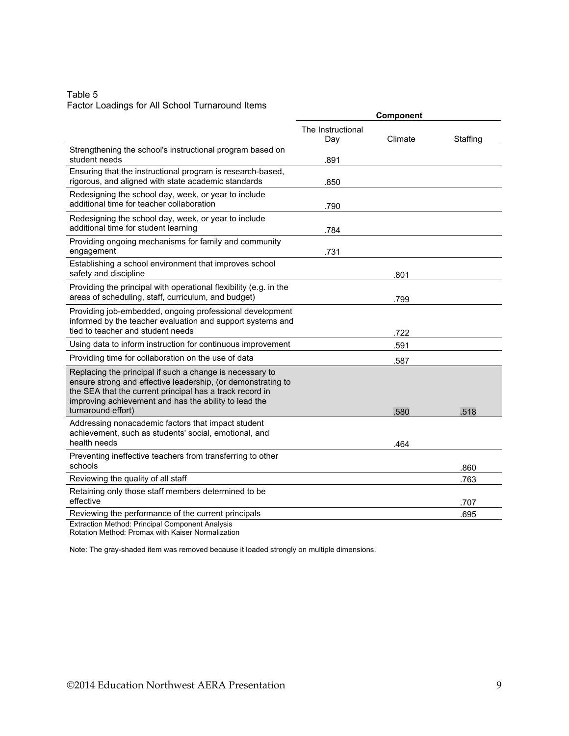Table 5
Factor Loadings for All School Turnaround Items

| | Component | | |
|---|---|---|---|
| | The Instructional Day | Climate | Staffing |
| Strengthening the school's instructional program based on student needs | .891 | | |
| Ensuring that the instructional program is research-based, rigorous, and aligned with state academic standards | .850 | | |
| Redesigning the school day, week, or year to include additional time for teacher collaboration | .790 | | |
| Redesigning the school day, week, or year to include additional time for student learning | .784 | | |
| Providing ongoing mechanisms for family and community engagement | .731 | | |
| Establishing a school environment that improves school safety and discipline | | .801 | |
| Providing the principal with operational flexibility (e.g. in the areas of scheduling, staff, curriculum, and budget) | | .799 | |
| Providing job-embedded, ongoing professional development informed by the teacher evaluation and support systems and tied to teacher and student needs | | .722 | |
| Using data to inform instruction for continuous improvement | | .591 | |
| Providing time for collaboration on the use of data | | .587 | |
| Replacing the principal if such a change is necessary to ensure strong and effective leadership, (or demonstrating to the SEA that the current principal has a track record in improving achievement and has the ability to lead the turnaround effort) | | .580 | .518 |
| Addressing nonacademic factors that impact student achievement, such as students' social, emotional, and health needs | | .464 | |
| Preventing ineffective teachers from transferring to other schools | | | .860 |
| Reviewing the quality of all staff | | | .763 |
| Retaining only those staff members determined to be effective | | | .707 |
| Reviewing the performance of the current principals | | | .695 |

Extraction Method: Principal Component Analysis
Rotation Method: Promax with Kaiser Normalization

Note: The gray-shaded item was removed because it loaded strongly on multiple dimensions.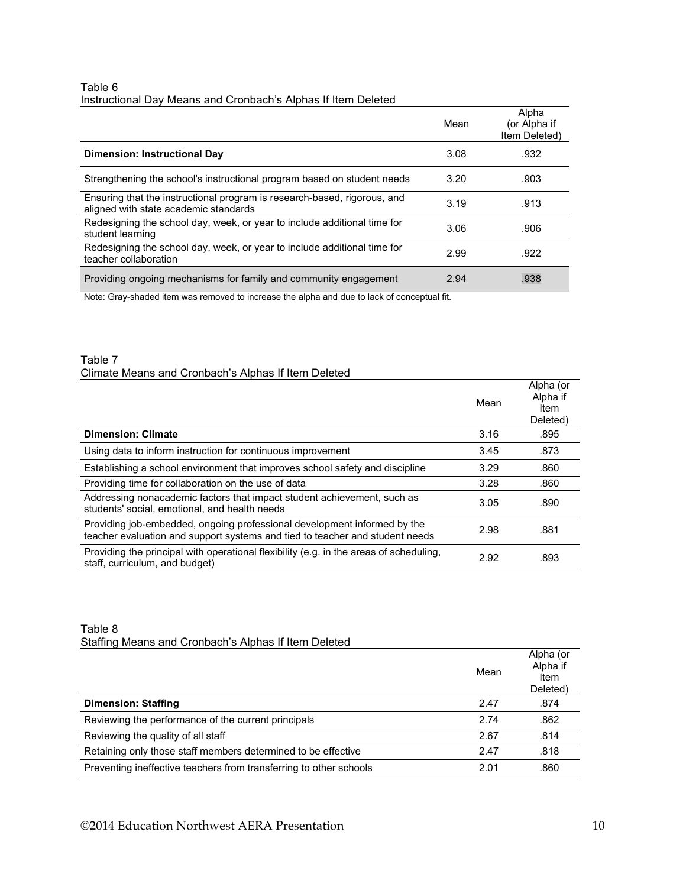Table 6
Instructional Day Means and Cronbach's Alphas If Item Deleted

| | Mean | Alpha (or Alpha if Item Deleted) |
|---|---|---|
| **Dimension: Instructional Day** | 3.08 | .932 |
| Strengthening the school's instructional program based on student needs | 3.20 | .903 |
| Ensuring that the instructional program is research-based, rigorous, and aligned with state academic standards | 3.19 | .913 |
| Redesigning the school day, week, or year to include additional time for student learning | 3.06 | .906 |
| Redesigning the school day, week, or year to include additional time for teacher collaboration | 2.99 | .922 |
| Providing ongoing mechanisms for family and community engagement | 2.94 | .938 |

Note: Gray-shaded item was removed to increase the alpha and due to lack of conceptual fit.

Table 7
Climate Means and Cronbach's Alphas If Item Deleted

| | Mean | Alpha (or Alpha if Item Deleted) |
|---|---|---|
| **Dimension: Climate** | 3.16 | .895 |
| Using data to inform instruction for continuous improvement | 3.45 | .873 |
| Establishing a school environment that improves school safety and discipline | 3.29 | .860 |
| Providing time for collaboration on the use of data | 3.28 | .860 |
| Addressing nonacademic factors that impact student achievement, such as students' social, emotional, and health needs | 3.05 | .890 |
| Providing job-embedded, ongoing professional development informed by the teacher evaluation and support systems and tied to teacher and student needs | 2.98 | .881 |
| Providing the principal with operational flexibility (e.g. in the areas of scheduling, staff, curriculum, and budget) | 2.92 | .893 |

Table 8
Staffing Means and Cronbach's Alphas If Item Deleted

| | Mean | Alpha (or Alpha if Item Deleted) |
|---|---|---|
| **Dimension: Staffing** | 2.47 | .874 |
| Reviewing the performance of the current principals | 2.74 | .862 |
| Reviewing the quality of all staff | 2.67 | .814 |
| Retaining only those staff members determined to be effective | 2.47 | .818 |
| Preventing ineffective teachers from transferring to other schools | 2.01 | .860 |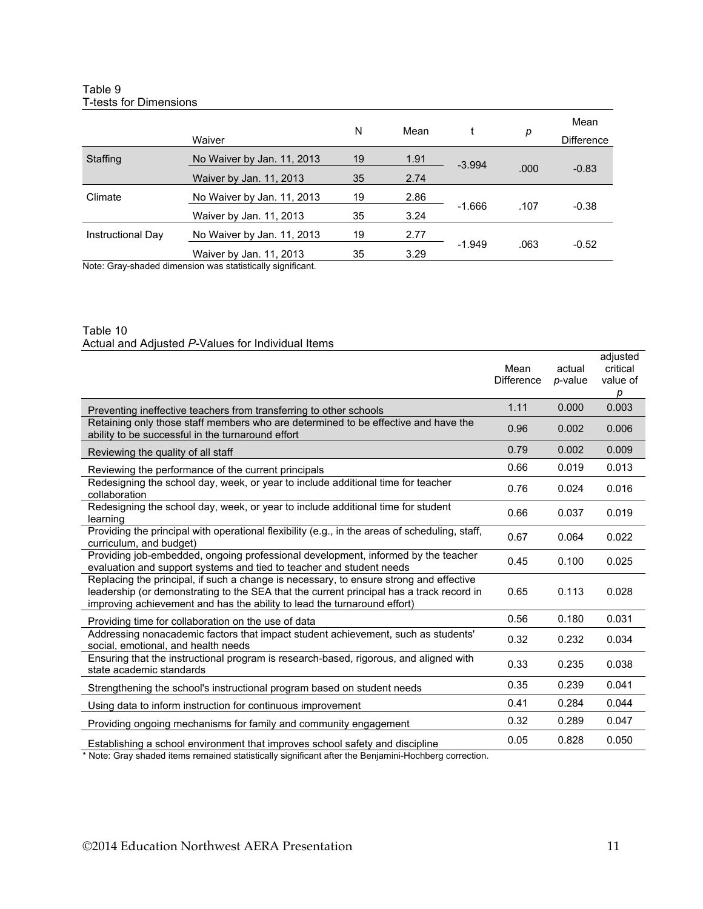Table 9
T-tests for Dimensions

| | Waiver | N | Mean | t | *p* | Mean Difference |
|---|---|---|---|---|---|---|
| Staffing | No Waiver by Jan. 11, 2013 | 19 | 1.91 | -3.994 | .000 | -0.83 |
| | Waiver by Jan. 11, 2013 | 35 | 2.74 | | | |
| Climate | No Waiver by Jan. 11, 2013 | 19 | 2.86 | -1.666 | .107 | -0.38 |
| | Waiver by Jan. 11, 2013 | 35 | 3.24 | | | |
| Instructional Day | No Waiver by Jan. 11, 2013 | 19 | 2.77 | -1.949 | .063 | -0.52 |
| | Waiver by Jan. 11, 2013 | 35 | 3.29 | | | |

Note: Gray-shaded dimension was statistically significant.

Table 10
Actual and Adjusted *P*-Values for Individual Items

| | Mean Difference | actual *p*-value | adjusted critical value of *p* |
|---|---|---|---|
| Preventing ineffective teachers from transferring to other schools | 1.11 | 0.000 | 0.003 |
| Retaining only those staff members who are determined to be effective and have the ability to be successful in the turnaround effort | 0.96 | 0.002 | 0.006 |
| Reviewing the quality of all staff | 0.79 | 0.002 | 0.009 |
| Reviewing the performance of the current principals | 0.66 | 0.019 | 0.013 |
| Redesigning the school day, week, or year to include additional time for teacher collaboration | 0.76 | 0.024 | 0.016 |
| Redesigning the school day, week, or year to include additional time for student learning | 0.66 | 0.037 | 0.019 |
| Providing the principal with operational flexibility (e.g., in the areas of scheduling, staff, curriculum, and budget) | 0.67 | 0.064 | 0.022 |
| Providing job-embedded, ongoing professional development, informed by the teacher evaluation and support systems and tied to teacher and student needs | 0.45 | 0.100 | 0.025 |
| Replacing the principal, if such a change is necessary, to ensure strong and effective leadership (or demonstrating to the SEA that the current principal has a track record in improving achievement and has the ability to lead the turnaround effort) | 0.65 | 0.113 | 0.028 |
| Providing time for collaboration on the use of data | 0.56 | 0.180 | 0.031 |
| Addressing nonacademic factors that impact student achievement, such as students' social, emotional, and health needs | 0.32 | 0.232 | 0.034 |
| Ensuring that the instructional program is research-based, rigorous, and aligned with state academic standards | 0.33 | 0.235 | 0.038 |
| Strengthening the school's instructional program based on student needs | 0.35 | 0.239 | 0.041 |
| Using data to inform instruction for continuous improvement | 0.41 | 0.284 | 0.044 |
| Providing ongoing mechanisms for family and community engagement | 0.32 | 0.289 | 0.047 |
| Establishing a school environment that improves school safety and discipline | 0.05 | 0.828 | 0.050 |

* Note: Gray shaded items remained statistically significant after the Benjamini-Hochberg correction.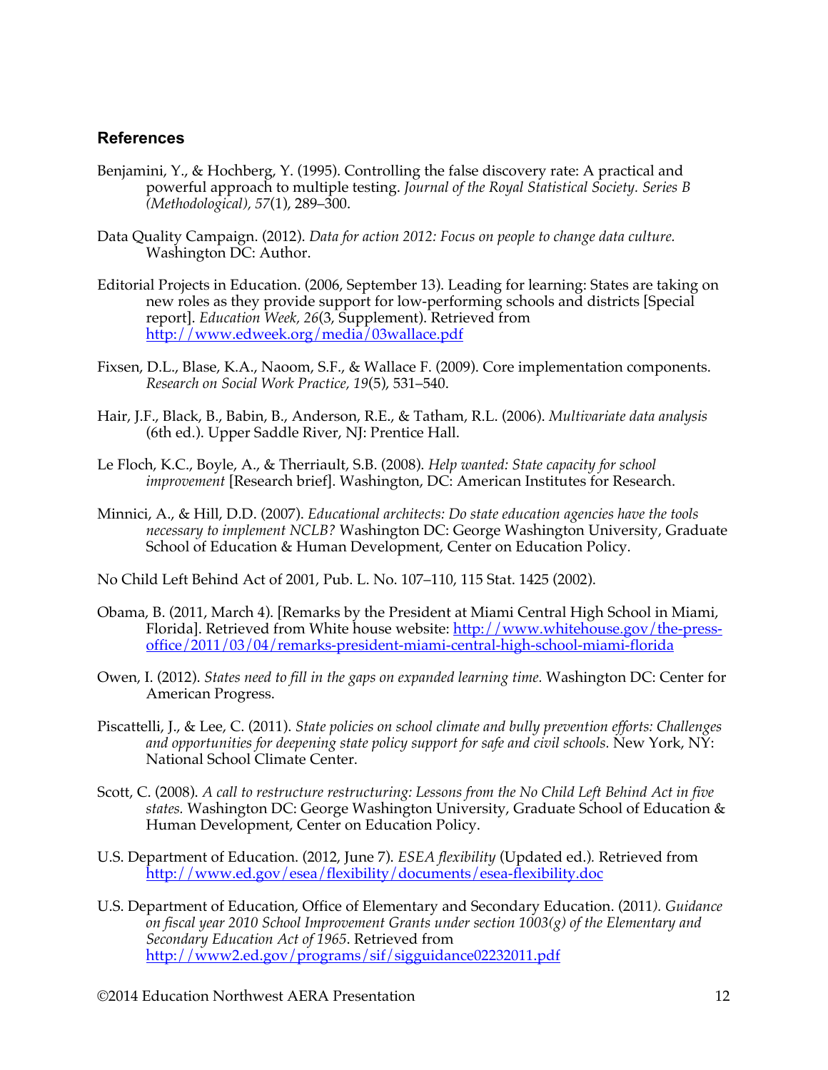### References

Benjamini, Y., & Hochberg, Y. (1995). Controlling the false discovery rate: A practical and powerful approach to multiple testing. *Journal of the Royal Statistical Society. Series B (Methodological), 57*(1), 289–300.

Data Quality Campaign. (2012). *Data for action 2012: Focus on people to change data culture.* Washington DC: Author.

Editorial Projects in Education. (2006, September 13). Leading for learning: States are taking on new roles as they provide support for low-performing schools and districts [Special report]. *Education Week, 26*(3, Supplement). Retrieved from http://www.edweek.org/media/03wallace.pdf

Fixsen, D.L., Blase, K.A., Naoom, S.F., & Wallace F. (2009). Core implementation components. *Research on Social Work Practice, 19*(5), 531–540.

Hair, J.F., Black, B., Babin, B., Anderson, R.E., & Tatham, R.L. (2006). *Multivariate data analysis* (6th ed.). Upper Saddle River, NJ: Prentice Hall.

Le Floch, K.C., Boyle, A., & Therriault, S.B. (2008). *Help wanted: State capacity for school improvement* [Research brief]. Washington, DC: American Institutes for Research.

Minnici, A., & Hill, D.D. (2007). *Educational architects: Do state education agencies have the tools necessary to implement NCLB?* Washington DC: George Washington University, Graduate School of Education & Human Development, Center on Education Policy.

No Child Left Behind Act of 2001, Pub. L. No. 107–110, 115 Stat. 1425 (2002).

Obama, B. (2011, March 4). [Remarks by the President at Miami Central High School in Miami, Florida]. Retrieved from White house website: http://www.whitehouse.gov/the-press-office/2011/03/04/remarks-president-miami-central-high-school-miami-florida

Owen, I. (2012). *States need to fill in the gaps on expanded learning time.* Washington DC: Center for American Progress.

Piscattelli, J., & Lee, C. (2011). *State policies on school climate and bully prevention efforts: Challenges and opportunities for deepening state policy support for safe and civil schools.* New York, NY: National School Climate Center.

Scott, C. (2008). *A call to restructure restructuring: Lessons from the No Child Left Behind Act in five states.* Washington DC: George Washington University, Graduate School of Education & Human Development, Center on Education Policy.

U.S. Department of Education. (2012, June 7). *ESEA flexibility* (Updated ed.). Retrieved from http://www.ed.gov/esea/flexibility/documents/esea-flexibility.doc

U.S. Department of Education, Office of Elementary and Secondary Education. (2011). *Guidance on fiscal year 2010 School Improvement Grants under section 1003(g) of the Elementary and Secondary Education Act of 1965*. Retrieved from http://www2.ed.gov/programs/sif/sigguidance02232011.pdf

©2014 Education Northwest AERA Presentation